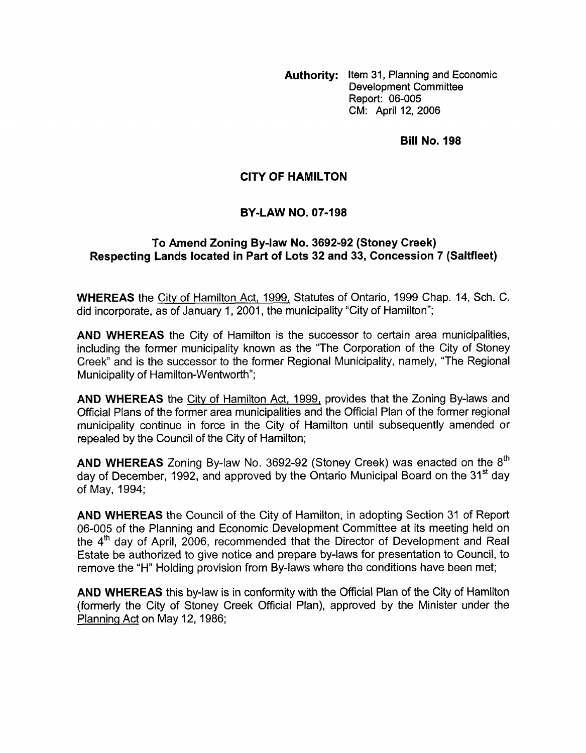**Authority:** Item 31, Planning and Economic Development Committee
Report: 06-005
CM: April 12, 2006

**Bill No. 198**

## CITY OF HAMILTON

## BY-LAW NO. 07-198

### To Amend Zoning By-law No. 3692-92 (Stoney Creek) Respecting Lands located in Part of Lots 32 and 33, Concession 7 (Saltfleet)

**WHEREAS** the City of Hamilton Act, 1999, Statutes of Ontario, 1999 Chap. 14, Sch. C. did incorporate, as of January 1, 2001, the municipality "City of Hamilton";

**AND WHEREAS** the City of Hamilton is the successor to certain area municipalities, including the former municipality known as the "The Corporation of the City of Stoney Creek" and is the successor to the former Regional Municipality, namely, "The Regional Municipality of Hamilton-Wentworth";

**AND WHEREAS** the City of Hamilton Act, 1999, provides that the Zoning By-laws and Official Plans of the former area municipalities and the Official Plan of the former regional municipality continue in force in the City of Hamilton until subsequently amended or repealed by the Council of the City of Hamilton;

**AND WHEREAS** Zoning By-law No. 3692-92 (Stoney Creek) was enacted on the 8th day of December, 1992, and approved by the Ontario Municipal Board on the 31st day of May, 1994;

**AND WHEREAS** the Council of the City of Hamilton, in adopting Section 31 of Report 06-005 of the Planning and Economic Development Committee at its meeting held on the 4th day of April, 2006, recommended that the Director of Development and Real Estate be authorized to give notice and prepare by-laws for presentation to Council, to remove the "H" Holding provision from By-laws where the conditions have been met;

**AND WHEREAS** this by-law is in conformity with the Official Plan of the City of Hamilton (formerly the City of Stoney Creek Official Plan), approved by the Minister under the Planning Act on May 12, 1986;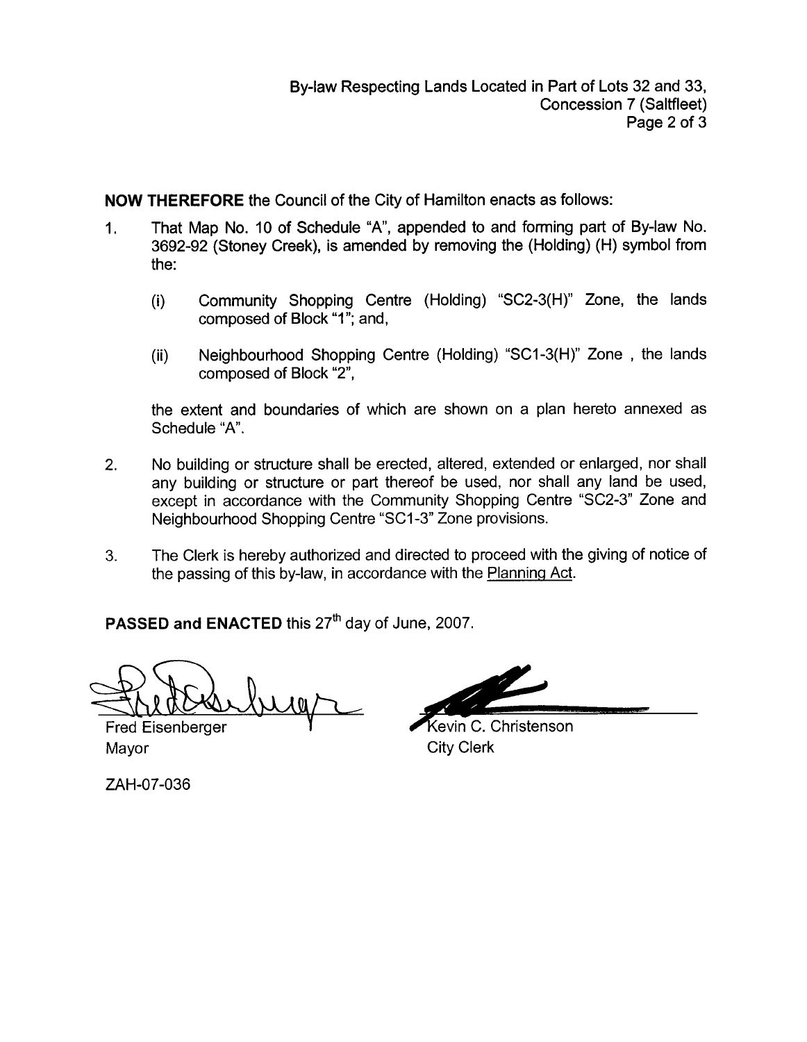**NOW THEREFORE** the Council of the City of Hamilton enacts as follows:

1. That Map No. 10 of Schedule "A", appended to and forming part of By-law No. 3692-92 (Stoney Creek), is amended by removing the (Holding) (H) symbol from the:

   (i) Community Shopping Centre (Holding) "SC2-3(H)" Zone, the lands composed of Block "1"; and,

   (ii) Neighbourhood Shopping Centre (Holding) "SC1-3(H)" Zone , the lands composed of Block "2",

   the extent and boundaries of which are shown on a plan hereto annexed as Schedule "A".

2. No building or structure shall be erected, altered, extended or enlarged, nor shall any building or structure or part thereof be used, nor shall any land be used, except in accordance with the Community Shopping Centre "SC2-3" Zone and Neighbourhood Shopping Centre "SC1-3" Zone provisions.

3. The Clerk is hereby authorized and directed to proceed with the giving of notice of the passing of this by-law, in accordance with the Planning Act.

**PASSED and ENACTED** this 27th day of June, 2007.

Fred Eisenberger
Mayor

Kevin C. Christenson
City Clerk

ZAH-07-036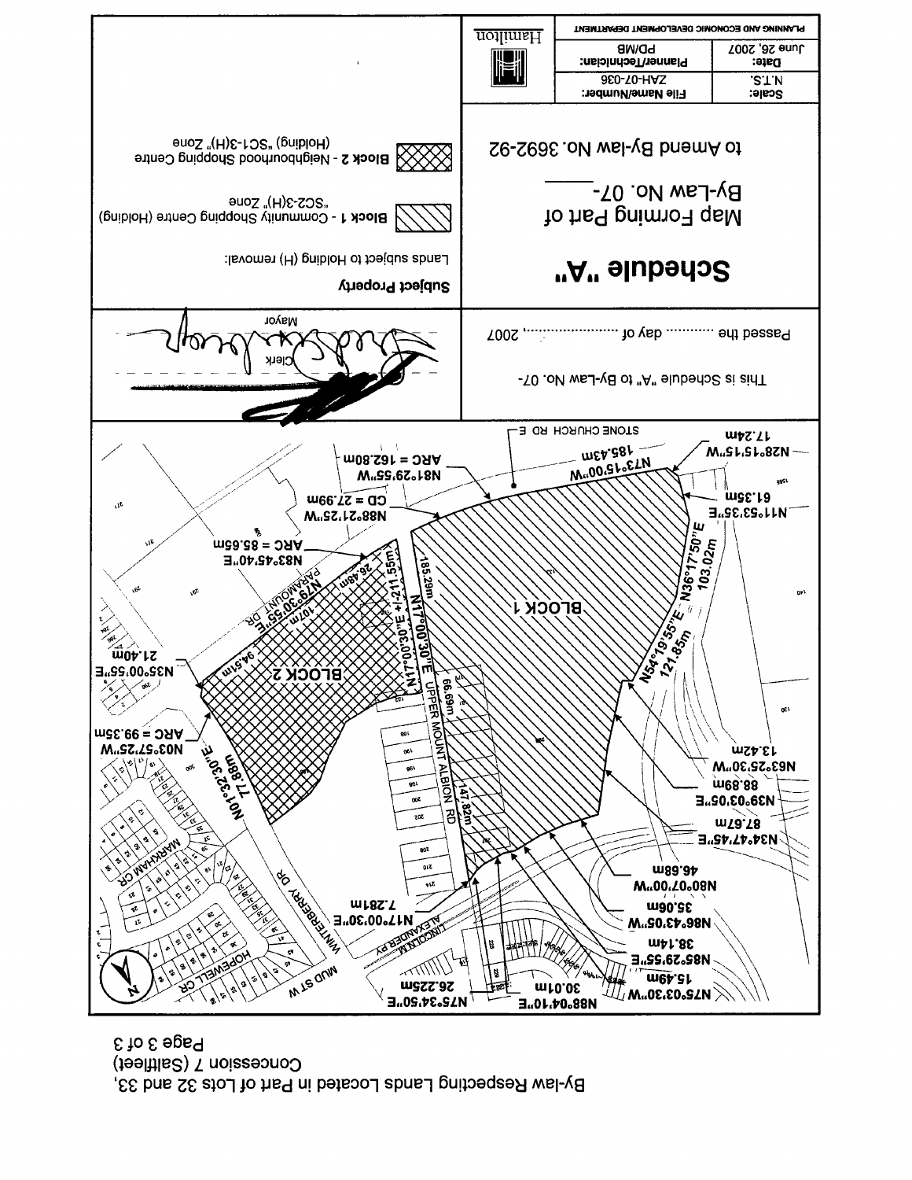By-law Respecting Lands Located in Part of Lots 32 and 33, Concession 7 (Saltfleet)

This is Schedule "A" to By-Law No. 07-

Passed the .......... day of ......................, 2007

Clerk

Mayor

# Schedule "A"

## Map Forming Part of By-Law No. 07-\_\_\_\_\_

to Amend By-law No. 3692-92

**Subject Property**

Lands subject to Holding (H) removal:

**Block 1** - Community Shopping Centre (Holding) "SC2-3(H)" Zone

**Block 2** - Neighbourhood Shopping Centre (Holding) "SC1-3(H)" Zone

| | |
|---|---|
| **Scale:** N.T.S. | **File Name/Number:** ZAH-07-036 |
| **Date:** June 26, 2007 | **Planner/Technician:** PD/MB |

PLANNING AND ECONOMIC DEVELOPMENT DEPARTMENT

Hamilton

BLOCK 1

BLOCK 2

STONE CHURCH RD E

UPPER MOUNT ALBION RD

PARAMOUNT DR

WINTERBERRY DR

MUD ST W

HOPEWELL CR

MARKHAM CR

LINCOLN M

ALEXANDER PY

N28°15'15"W 17.24m

N73°15'00"W 185.43m

N81°29'55"W ARC = 162.80m

N88°21'25"W CD = 27.99m

N83°45'40"E ARC = 85.65m

N11°53'35"E 61.35m

N36°17'50"E 103.02m

N54°19'55"E 121.85m

N63°25'30"W 13.42m

N39°03'05"E 88.89m

N34°47'45"E 87.67m

N80°07'00"W 46.68m

N86°43'05"W 35.06m

N85°29'55"E 38.14m

N75°03'30"W 15.49m

N88°04'10"E 30.01m

N75°34'50"E 26.225m

N17°00'30"E 7.281m

N17°00'30"E

185.29m

66.69m

147.82m

N17°00'30"E +/-211.55m

N79°30'55"E 107m

26.48m

N35°00'55"E 21.40m

94.51m

N03°57'25"W ARC = 99.35m

N01°32'30"E 77.88m

N